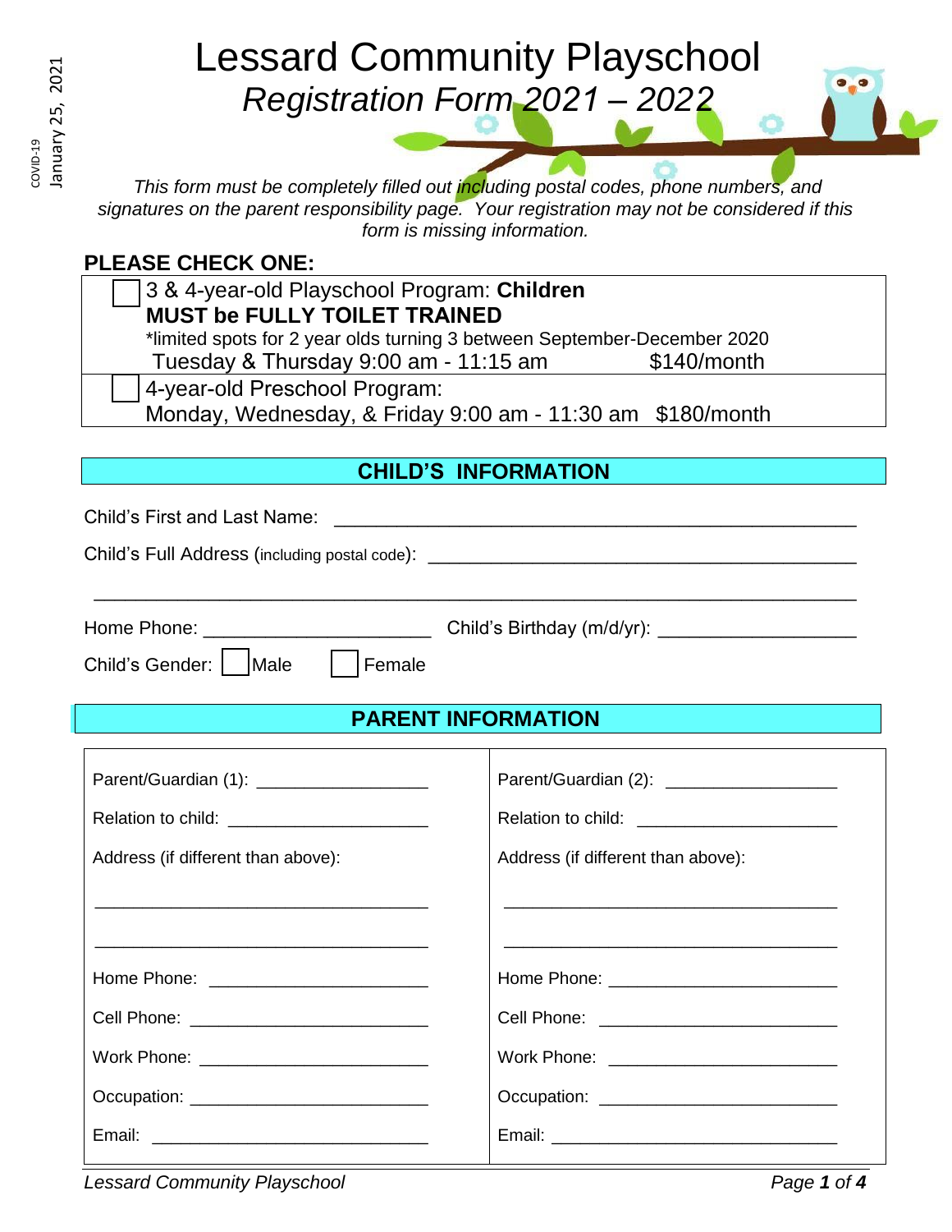COVID-19
January 25, 2021

# Lessard Community Playschool

## *Registration Form 2021 – 2022*

*This form must be completely filled out including postal codes, phone numbers, and signatures on the parent responsibility page. Your registration may not be considered if this form is missing information.*

**PLEASE CHECK ONE:**

| | |
|---|---|
| ☐ | 3 & 4-year-old Playschool Program: **Children MUST be FULLY TOILET TRAINED**<br>*limited spots for 2 year olds turning 3 between September-December 2020<br>Tuesday & Thursday 9:00 am - 11:15 am    $140/month |
| ☐ | 4-year-old Preschool Program:<br>Monday, Wednesday, & Friday 9:00 am - 11:30 am    $180/month |

## CHILD'S INFORMATION

Child's First and Last Name: ____________________________________________

Child's Full Address (including postal code): ____________________________________

____________________________________________________________________

Home Phone: ____________________ Child's Birthday (m/d/yr): _________________

Child's Gender: ☐ Male ☐ Female

## PARENT INFORMATION

| Parent/Guardian (1) | Parent/Guardian (2) |
|---|---|
| Parent/Guardian (1): _________________ | Parent/Guardian (2): _________________ |
| Relation to child: ____________________ | Relation to child: ____________________ |
| Address (if different than above):<br>________________________________<br>________________________________ | Address (if different than above):<br>________________________________<br>________________________________ |
| Home Phone: ______________________ | Home Phone: ______________________ |
| Cell Phone: _______________________ | Cell Phone: _______________________ |
| Work Phone: ______________________ | Work Phone: ______________________ |
| Occupation: _______________________ | Occupation: _______________________ |
| Email: ___________________________ | Email: ___________________________ |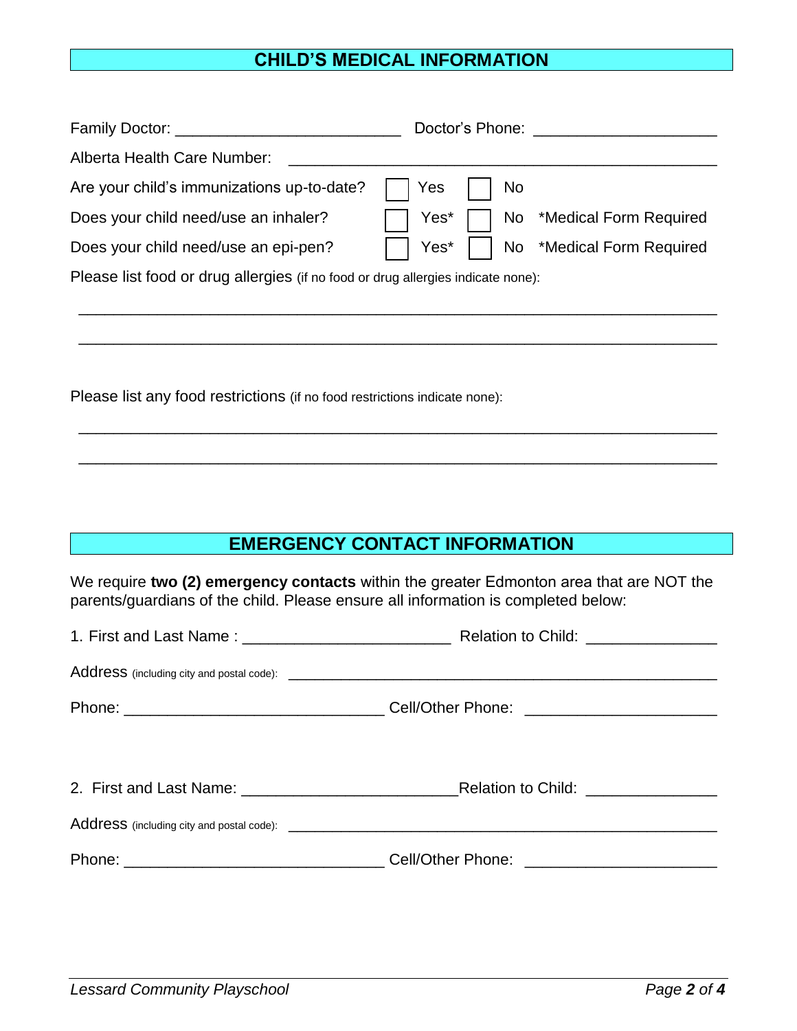## CHILD'S MEDICAL INFORMATION

Family Doctor: __________________________ Doctor's Phone: _____________________

Alberta Health Care Number: _________________________________________________

Are your child's immunizations up-to-date? ☐ Yes ☐ No

Does your child need/use an inhaler? ☐ Yes* ☐ No *Medical Form Required

Does your child need/use an epi-pen? ☐ Yes* ☐ No *Medical Form Required

Please list food or drug allergies (if no food or drug allergies indicate none):

_____________________________________________________________________

_____________________________________________________________________

Please list any food restrictions (if no food restrictions indicate none):

_____________________________________________________________________

_____________________________________________________________________

## EMERGENCY CONTACT INFORMATION

We require **two (2) emergency contacts** within the greater Edmonton area that are NOT the parents/guardians of the child. Please ensure all information is completed below:

1. First and Last Name : ________________________ Relation to Child: _______________

Address (including city and postal code): _________________________________________________

Phone: ______________________________ Cell/Other Phone: ______________________

2. First and Last Name: ________________________ Relation to Child: _______________

Address (including city and postal code): _________________________________________________

Phone: ______________________________ Cell/Other Phone: ______________________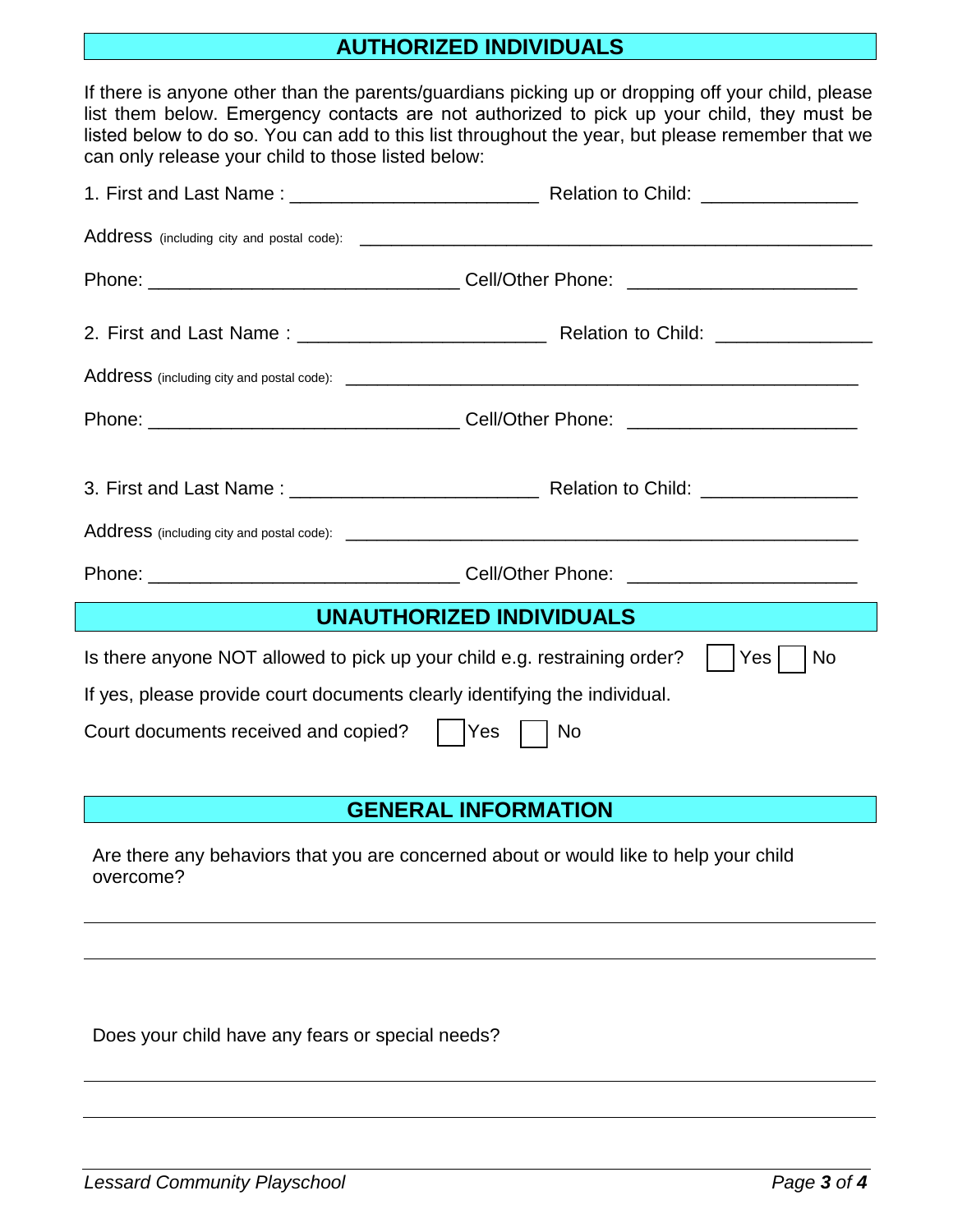## AUTHORIZED INDIVIDUALS

If there is anyone other than the parents/guardians picking up or dropping off your child, please list them below. Emergency contacts are not authorized to pick up your child, they must be listed below to do so. You can add to this list throughout the year, but please remember that we can only release your child to those listed below:

1. First and Last Name : ________________________ Relation to Child: _______________

Address (including city and postal code): ____________________________________________________

Phone: ______________________________ Cell/Other Phone: ______________________

2. First and Last Name : ________________________ Relation to Child: _______________

Address (including city and postal code): ____________________________________________________

Phone: ______________________________ Cell/Other Phone: ______________________

3. First and Last Name : ________________________ Relation to Child: _______________

Address (including city and postal code): ____________________________________________________

Phone: ______________________________ Cell/Other Phone: ______________________

## UNAUTHORIZED INDIVIDUALS

Is there anyone NOT allowed to pick up your child e.g. restraining order? ☐ Yes ☐ No

If yes, please provide court documents clearly identifying the individual.

Court documents received and copied? ☐ Yes ☐ No

## GENERAL INFORMATION

Are there any behaviors that you are concerned about or would like to help your child overcome?

______________________________________________________________________________

______________________________________________________________________________

Does your child have any fears or special needs?

______________________________________________________________________________

______________________________________________________________________________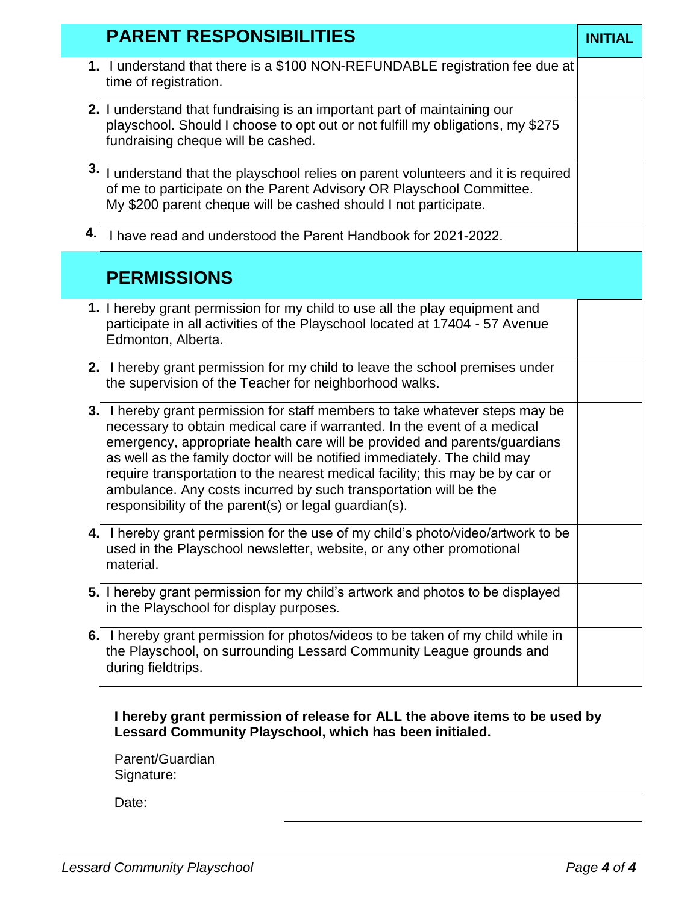| PARENT RESPONSIBILITIES | INITIAL |
|---|---|
| **1.** I understand that there is a $100 NON-REFUNDABLE registration fee due at time of registration. | |
| **2.** I understand that fundraising is an important part of maintaining our playschool. Should I choose to opt out or not fulfill my obligations, my $275 fundraising cheque will be cashed. | |
| **3.** I understand that the playschool relies on parent volunteers and it is required of me to participate on the Parent Advisory OR Playschool Committee. My $200 parent cheque will be cashed should I not participate. | |
| **4.** I have read and understood the Parent Handbook for 2021-2022. | |

| PERMISSIONS | |
|---|---|
| **1.** I hereby grant permission for my child to use all the play equipment and participate in all activities of the Playschool located at 17404 - 57 Avenue Edmonton, Alberta. | |
| **2.** I hereby grant permission for my child to leave the school premises under the supervision of the Teacher for neighborhood walks. | |
| **3.** I hereby grant permission for staff members to take whatever steps may be necessary to obtain medical care if warranted. In the event of a medical emergency, appropriate health care will be provided and parents/guardians as well as the family doctor will be notified immediately. The child may require transportation to the nearest medical facility; this may be by car or ambulance. Any costs incurred by such transportation will be the responsibility of the parent(s) or legal guardian(s). | |
| **4.** I hereby grant permission for the use of my child's photo/video/artwork to be used in the Playschool newsletter, website, or any other promotional material. | |
| **5.** I hereby grant permission for my child's artwork and photos to be displayed in the Playschool for display purposes. | |
| **6.** I hereby grant permission for photos/videos to be taken of my child while in the Playschool, on surrounding Lessard Community League grounds and during fieldtrips. | |

**I hereby grant permission of release for ALL the above items to be used by Lessard Community Playschool, which has been initialed.**

Parent/Guardian Signature: ______________________________

Date: ______________________________